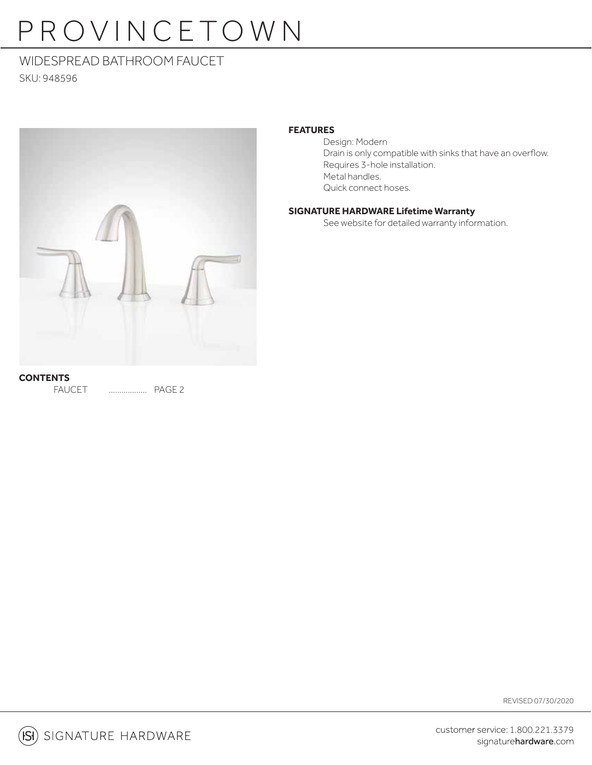# PROVINCETOWN

## WIDESPREAD BATHROOM FAUCET

SKU: 948596

**FEATURES**

- Design: Modern
- Drain is only compatible with sinks that have an overflow.
- Requires 3-hole installation.
- Metal handles.
- Quick connect hoses.

**SIGNATURE HARDWARE Lifetime Warranty**

See website for detailed warranty information.

**CONTENTS**

FAUCET .................. PAGE 2

REVISED 07/30/2020

SIGNATURE HARDWARE

customer service: 1.800.221.3379
signaturehardware.com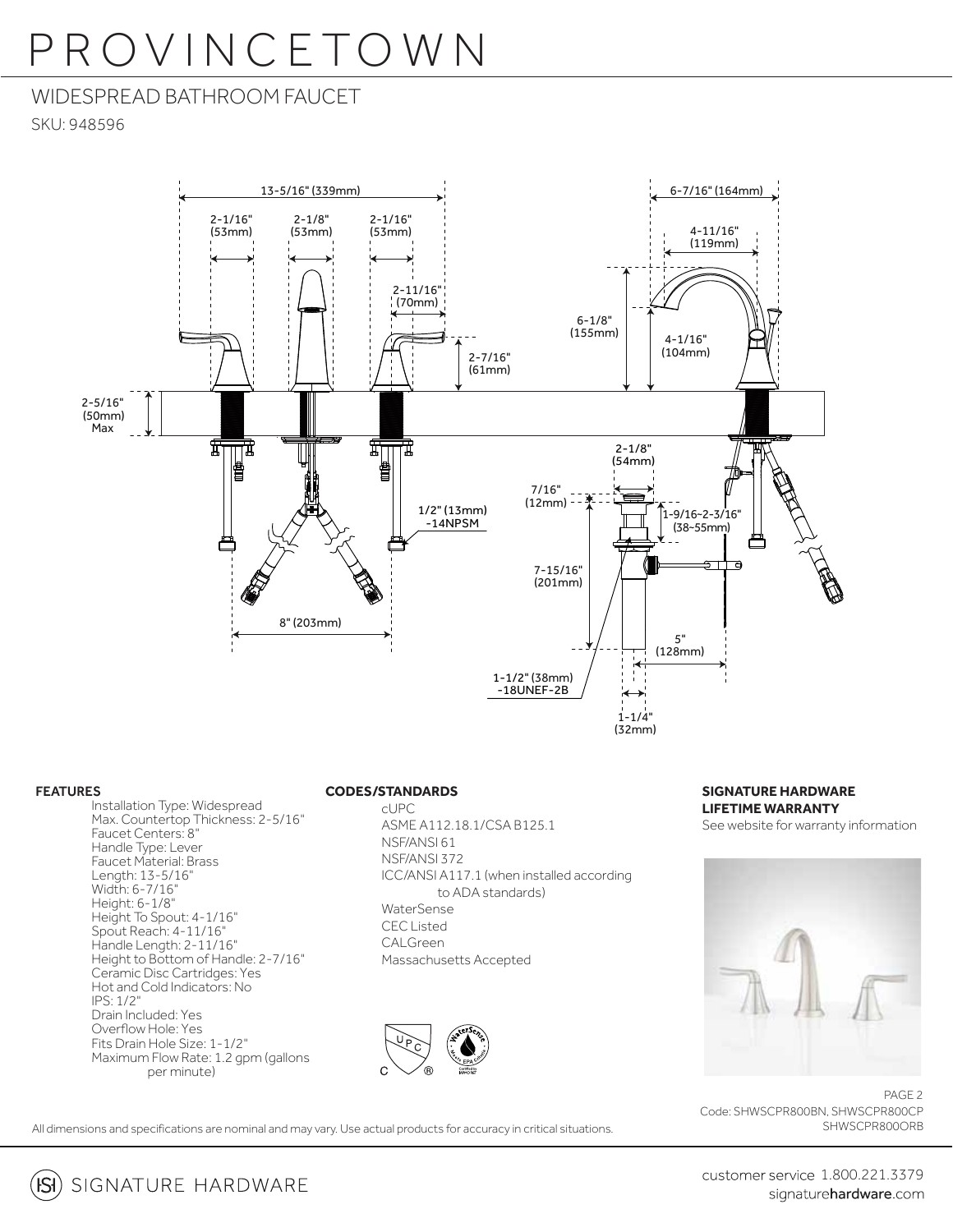# PROVINCETOWN

## WIDESPREAD BATHROOM FAUCET

SKU: 948596

13-5/16" (339mm)
2-1/16" (53mm)
2-1/8" (53mm)
2-1/16" (53mm)
2-11/16" (70mm)
2-7/16" (61mm)
2-5/16" (50mm) Max
1/2" (13mm) -14NPSM
8" (203mm)
6-7/16" (164mm)
4-11/16" (119mm)
6-1/8" (155mm)
4-1/16" (104mm)
2-1/8" (54mm)
7/16" (12mm)
1-9/16-2-3/16" (38-55mm)
7-15/16" (201mm)
5" (128mm)
1-1/2" (38mm) -18UNEF-2B
1-1/4" (32mm)

**FEATURES**

Installation Type: Widespread
Max. Countertop Thickness: 2-5/16"
Faucet Centers: 8"
Handle Type: Lever
Faucet Material: Brass
Length: 13-5/16"
Width: 6-7/16"
Height: 6-1/8"
Height To Spout: 4-1/16"
Spout Reach: 4-11/16"
Handle Length: 2-11/16"
Height to Bottom of Handle: 2-7/16"
Ceramic Disc Cartridges: Yes
Hot and Cold Indicators: No
IPS: 1/2"
Drain Included: Yes
Overflow Hole: Yes
Fits Drain Hole Size: 1-1/2"
Maximum Flow Rate: 1.2 gpm (gallons per minute)

**CODES/STANDARDS**

cUPC
ASME A112.18.1/CSA B125.1
NSF/ANSI 61
NSF/ANSI 372
ICC/ANSI A117.1 (when installed according to ADA standards)
WaterSense
CEC Listed
CALGreen
Massachusetts Accepted

**SIGNATURE HARDWARE LIFETIME WARRANTY**

See website for warranty information

Code: SHWSCPR800BN, SHWSCPR800CP SHWSCPR800ORB

All dimensions and specifications are nominal and may vary. Use actual products for accuracy in critical situations.

SIGNATURE HARDWARE

customer service 1.800.221.3379
signaturehardware.com